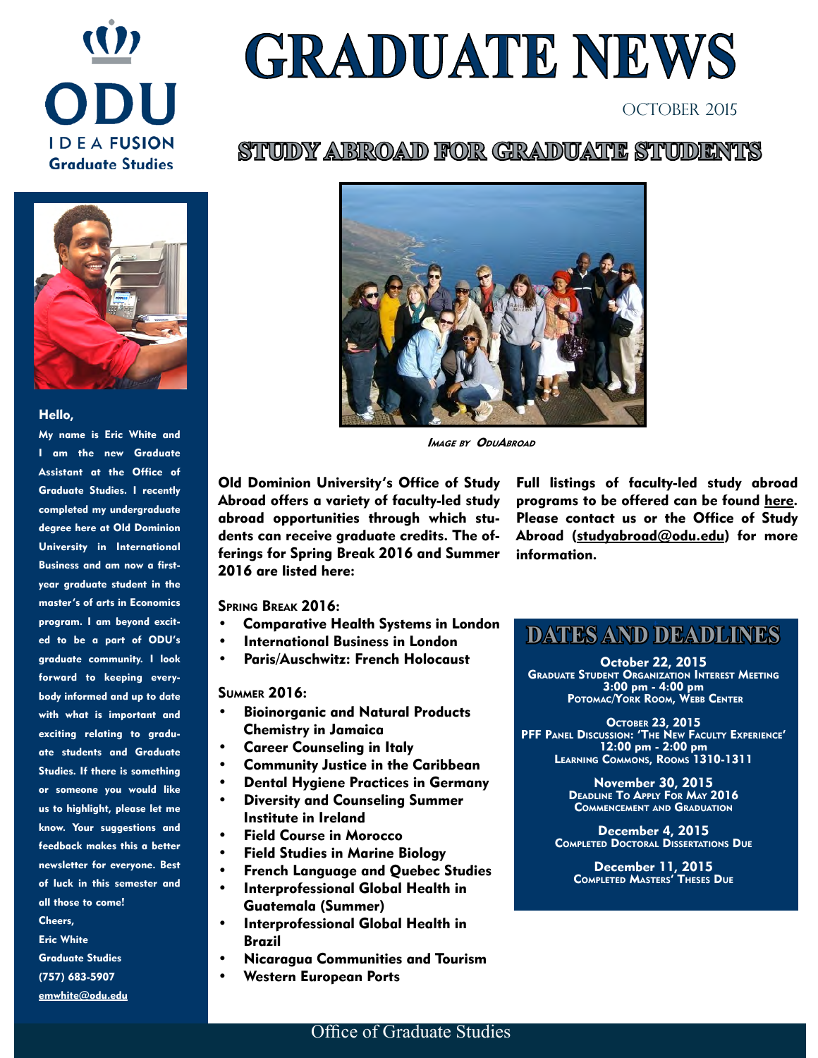ODU

IDEA FUSION

Graduate Studies

# GRADUATE NEWS

OCTOBER 2015

## STUDY ABROAD FOR GRADUATE STUDENTS

***Image by OduAbroad***

**Old Dominion University's Office of Study Abroad offers a variety of faculty-led study abroad opportunities through which students can receive graduate credits. The offerings for Spring Break 2016 and Summer 2016 are listed here:**

**Spring Break 2016:**

- **Comparative Health Systems in London**
- **International Business in London**
- **Paris/Auschwitz: French Holocaust**

**Summer 2016:**

- **Bioinorganic and Natural Products Chemistry in Jamaica**
- **Career Counseling in Italy**
- **Community Justice in the Caribbean**
- **Dental Hygiene Practices in Germany**
- **Diversity and Counseling Summer Institute in Ireland**
- **Field Course in Morocco**
- **Field Studies in Marine Biology**
- **French Language and Quebec Studies**
- **Interprofessional Global Health in Guatemala (Summer)**
- **Interprofessional Global Health in Brazil**
- **Nicaragua Communities and Tourism**
- **Western European Ports**

**Full listings of faculty-led study abroad programs to be offered can be found here. Please contact us or the Office of Study Abroad (studyabroad@odu.edu) for more information.**

## DATES AND DEADLINES

**October 22, 2015**
**Graduate Student Organization Interest Meeting**
**3:00 pm - 4:00 pm**
**Potomac/York Room, Webb Center**

**October 23, 2015**
**PFF Panel Discussion: 'The New Faculty Experience'**
**12:00 pm - 2:00 pm**
**Learning Commons, Rooms 1310-1311**

**November 30, 2015**
**Deadline To Apply For May 2016 Commencement and Graduation**

**December 4, 2015**
**Completed Doctoral Dissertations Due**

**December 11, 2015**
**Completed Masters' Theses Due**

**Hello,**

**My name is Eric White and I am the new Graduate Assistant at the Office of Graduate Studies. I recently completed my undergraduate degree here at Old Dominion University in International Business and am now a first-year graduate student in the master's of arts in Economics program. I am beyond excited to be a part of ODU's graduate community. I look forward to keeping everybody informed and up to date with what is important and exciting relating to graduate students and Graduate Studies. If there is something or someone you would like us to highlight, please let me know. Your suggestions and feedback makes this a better newsletter for everyone. Best of luck in this semester and all those to come!**

**Cheers,**
**Eric White**
**Graduate Studies**
**(757) 683-5907**
**emwhite@odu.edu**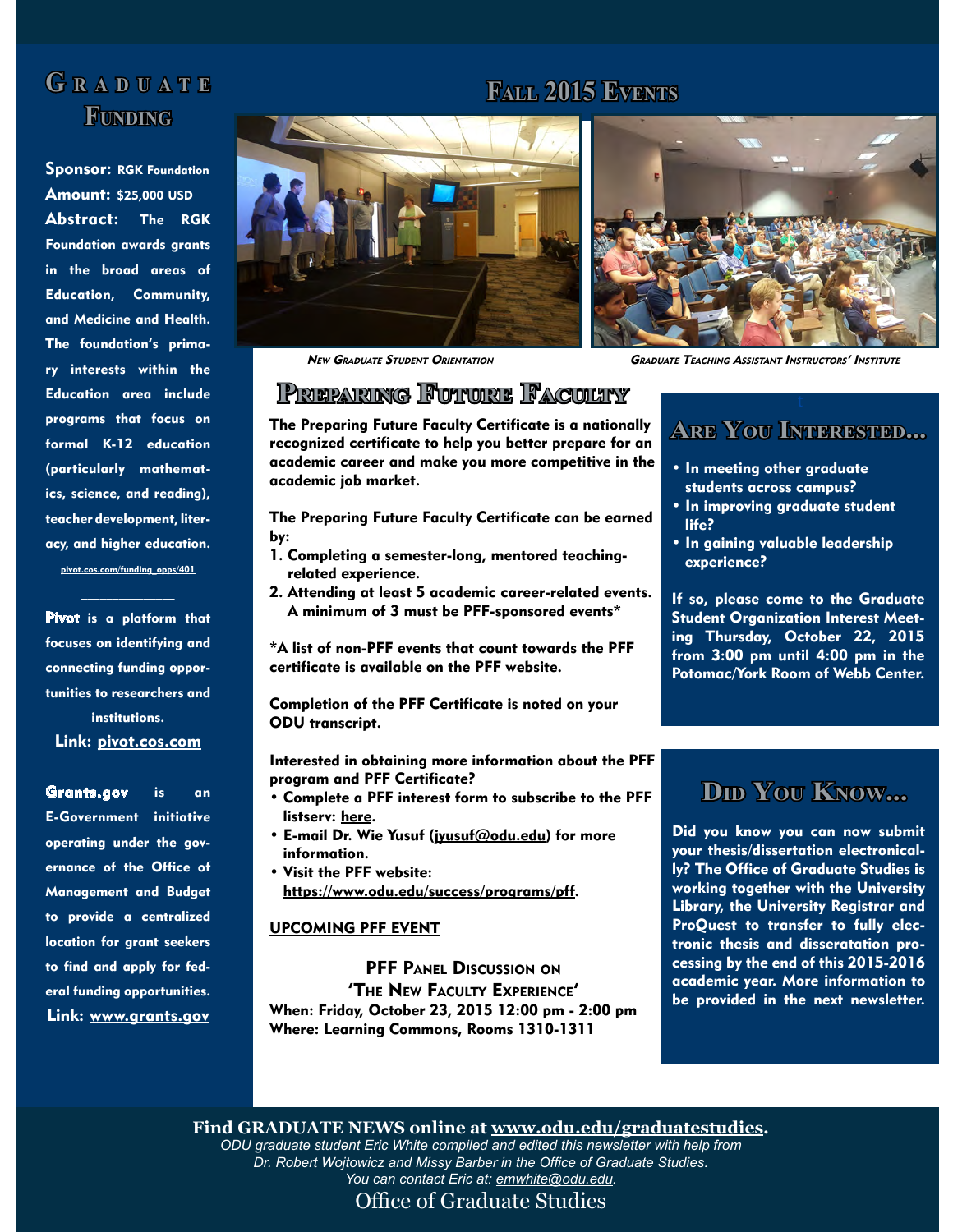# Graduate Funding

**Sponsor:** RGK Foundation
**Amount:** $25,000 USD
**Abstract:** The RGK Foundation awards grants in the broad areas of Education, Community, and Medicine and Health. The foundation's primary interests within the Education area include programs that focus on formal K-12 education (particularly mathematics, science, and reading), teacher development, literacy, and higher education.

pivot.cos.com/funding_opps/401

---

**Pivot** is a platform that focuses on identifying and connecting funding opportunities to researchers and institutions.

Link: pivot.cos.com

**Grants.gov** is an E-Government initiative operating under the governance of the Office of Management and Budget to provide a centralized location for grant seekers to find and apply for federal funding opportunities.

Link: www.grants.gov

# Fall 2015 Events

*New Graduate Student Orientation*

*Graduate Teaching Assistant Instructors' Institute*

## Preparing Future Faculty

**The Preparing Future Faculty Certificate is a nationally recognized certificate to help you better prepare for an academic career and make you more competitive in the academic job market.**

**The Preparing Future Faculty Certificate can be earned by:**

1. Completing a semester-long, mentored teaching-related experience.
2. Attending at least 5 academic career-related events. A minimum of 3 must be PFF-sponsored events*

*A list of non-PFF events that count towards the PFF certificate is available on the PFF website.

Completion of the PFF Certificate is noted on your ODU transcript.

**Interested in obtaining more information about the PFF program and PFF Certificate?**

- Complete a PFF interest form to subscribe to the PFF listserv: here.
- E-mail Dr. Wie Yusuf (jyusuf@odu.edu) for more information.
- Visit the PFF website: https://www.odu.edu/success/programs/pff.

**UPCOMING PFF EVENT**

**PFF Panel Discussion on 'The New Faculty Experience'**
When: Friday, October 23, 2015 12:00 pm - 2:00 pm
Where: Learning Commons, Rooms 1310-1311

## Are You Interested...

- In meeting other graduate students across campus?
- In improving graduate student life?
- In gaining valuable leadership experience?

If so, please come to the Graduate Student Organization Interest Meeting Thursday, October 22, 2015 from 3:00 pm until 4:00 pm in the Potomac/York Room of Webb Center.

## Did You Know...

Did you know you can now submit your thesis/dissertation electronically? The Office of Graduate Studies is working together with the University Library, the University Registrar and ProQuest to transfer to fully electronic thesis and disseratation processing by the end of this 2015-2016 academic year. More information to be provided in the next newsletter.

---

**Find GRADUATE NEWS online at www.odu.edu/graduatestudies.**

*ODU graduate student Eric White compiled and edited this newsletter with help from Dr. Robert Wojtowicz and Missy Barber in the Office of Graduate Studies. You can contact Eric at: emwhite@odu.edu.*

Office of Graduate Studies